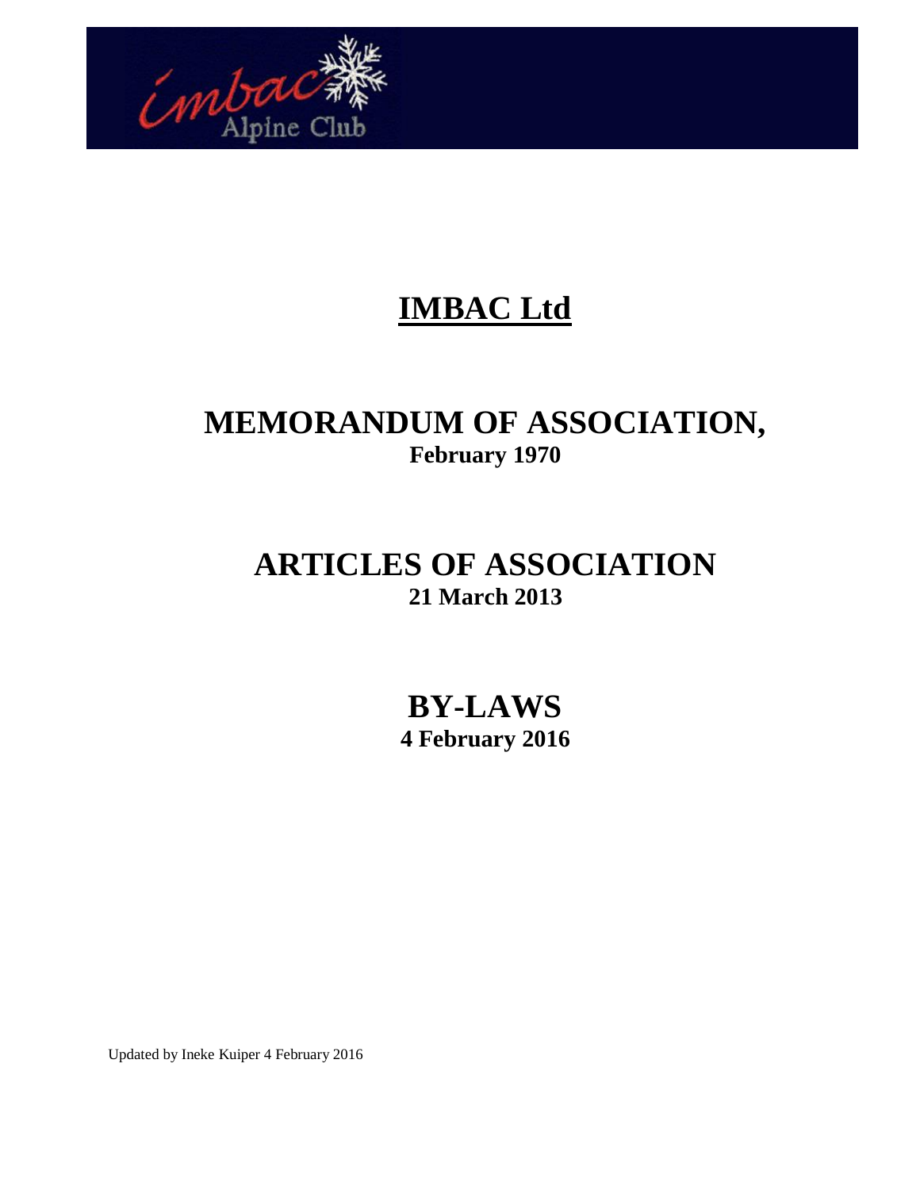imbac Alpine Club

# IMBAC Ltd

## MEMORANDUM OF ASSOCIATION,
**February 1970**

## ARTICLES OF ASSOCIATION
**21 March 2013**

## BY-LAWS
**4 February 2016**

Updated by Ineke Kuiper 4 February 2016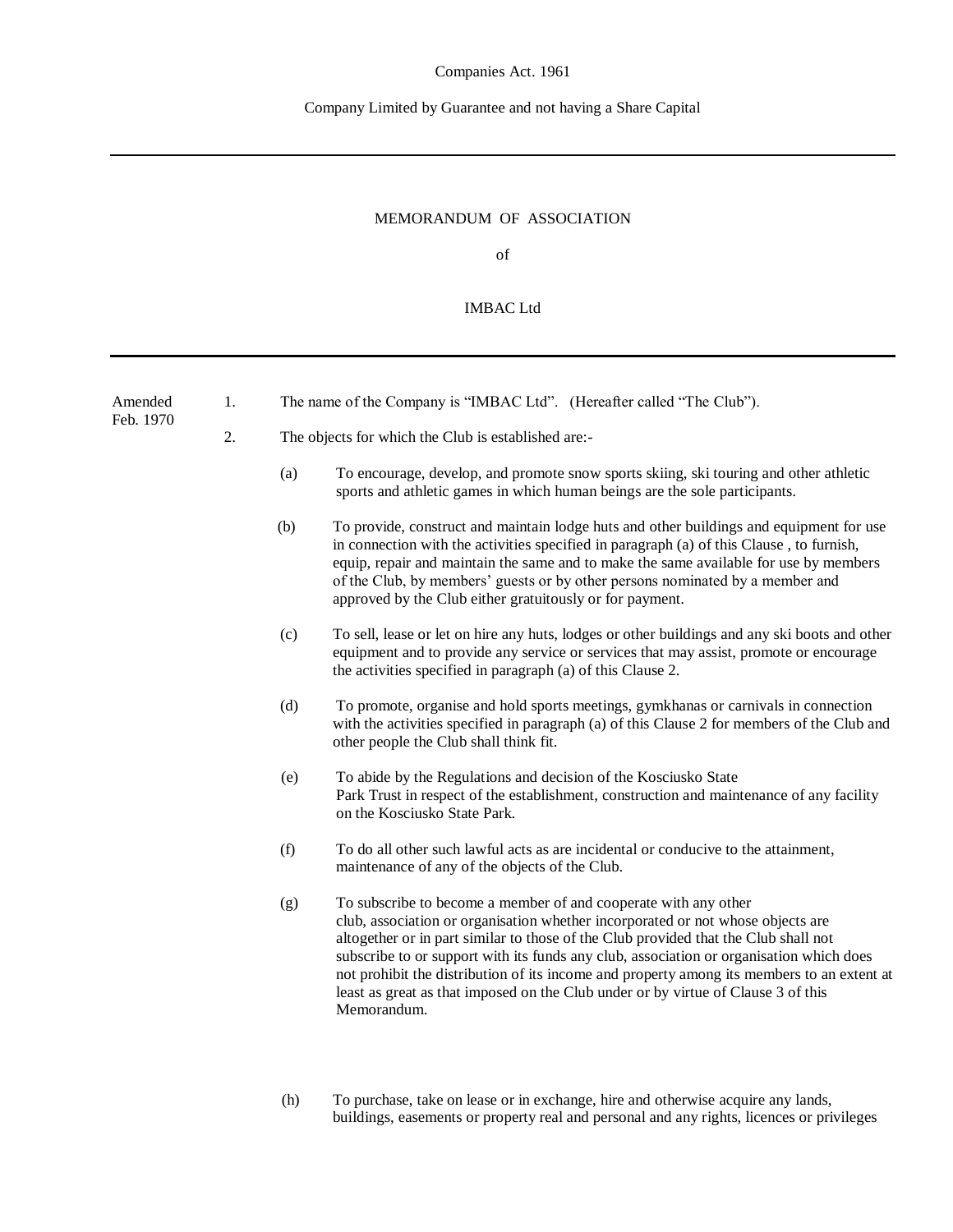Companies Act. 1961

Company Limited by Guarantee and not having a Share Capital

---

# MEMORANDUM OF ASSOCIATION

of

IMBAC Ltd

---

Amended Feb. 1970

1. The name of the Company is "IMBAC Ltd". (Hereafter called "The Club").

2. The objects for which the Club is established are:-

   (a) To encourage, develop, and promote snow sports skiing, ski touring and other athletic sports and athletic games in which human beings are the sole participants.

   (b) To provide, construct and maintain lodge huts and other buildings and equipment for use in connection with the activities specified in paragraph (a) of this Clause , to furnish, equip, repair and maintain the same and to make the same available for use by members of the Club, by members' guests or by other persons nominated by a member and approved by the Club either gratuitously or for payment.

   (c) To sell, lease or let on hire any huts, lodges or other buildings and any ski boots and other equipment and to provide any service or services that may assist, promote or encourage the activities specified in paragraph (a) of this Clause 2.

   (d) To promote, organise and hold sports meetings, gymkhanas or carnivals in connection with the activities specified in paragraph (a) of this Clause 2 for members of the Club and other people the Club shall think fit.

   (e) To abide by the Regulations and decision of the Kosciusko State Park Trust in respect of the establishment, construction and maintenance of any facility on the Kosciusko State Park.

   (f) To do all other such lawful acts as are incidental or conducive to the attainment, maintenance of any of the objects of the Club.

   (g) To subscribe to become a member of and cooperate with any other club, association or organisation whether incorporated or not whose objects are altogether or in part similar to those of the Club provided that the Club shall not subscribe to or support with its funds any club, association or organisation which does not prohibit the distribution of its income and property among its members to an extent at least as great as that imposed on the Club under or by virtue of Clause 3 of this Memorandum.

   (h) To purchase, take on lease or in exchange, hire and otherwise acquire any lands, buildings, easements or property real and personal and any rights, licences or privileges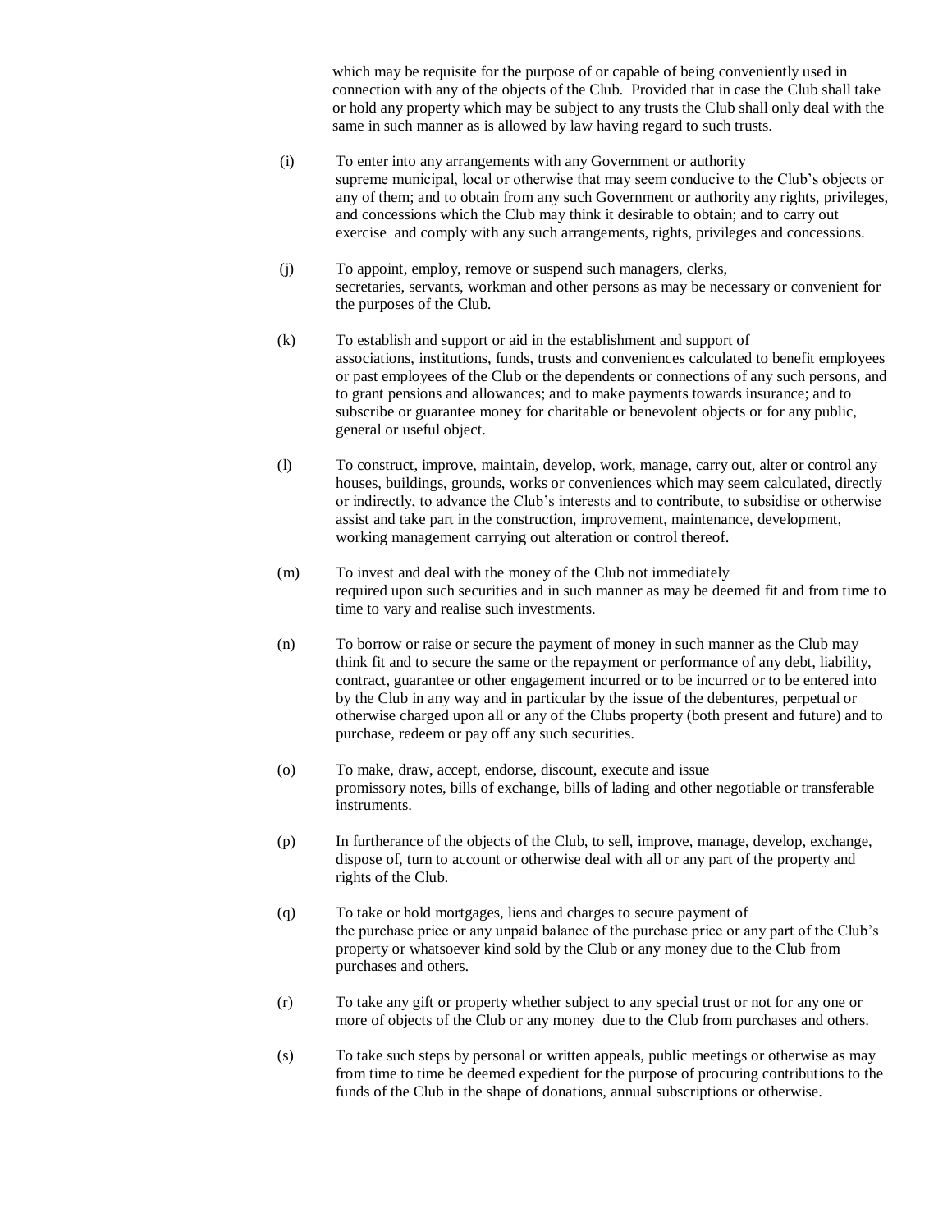which may be requisite for the purpose of or capable of being conveniently used in connection with any of the objects of the Club. Provided that in case the Club shall take or hold any property which may be subject to any trusts the Club shall only deal with the same in such manner as is allowed by law having regard to such trusts.

(i) To enter into any arrangements with any Government or authority supreme municipal, local or otherwise that may seem conducive to the Club's objects or any of them; and to obtain from any such Government or authority any rights, privileges, and concessions which the Club may think it desirable to obtain; and to carry out exercise and comply with any such arrangements, rights, privileges and concessions.

(j) To appoint, employ, remove or suspend such managers, clerks, secretaries, servants, workman and other persons as may be necessary or convenient for the purposes of the Club.

(k) To establish and support or aid in the establishment and support of associations, institutions, funds, trusts and conveniences calculated to benefit employees or past employees of the Club or the dependents or connections of any such persons, and to grant pensions and allowances; and to make payments towards insurance; and to subscribe or guarantee money for charitable or benevolent objects or for any public, general or useful object.

(l) To construct, improve, maintain, develop, work, manage, carry out, alter or control any houses, buildings, grounds, works or conveniences which may seem calculated, directly or indirectly, to advance the Club's interests and to contribute, to subsidise or otherwise assist and take part in the construction, improvement, maintenance, development, working management carrying out alteration or control thereof.

(m) To invest and deal with the money of the Club not immediately required upon such securities and in such manner as may be deemed fit and from time to time to vary and realise such investments.

(n) To borrow or raise or secure the payment of money in such manner as the Club may think fit and to secure the same or the repayment or performance of any debt, liability, contract, guarantee or other engagement incurred or to be incurred or to be entered into by the Club in any way and in particular by the issue of the debentures, perpetual or otherwise charged upon all or any of the Clubs property (both present and future) and to purchase, redeem or pay off any such securities.

(o) To make, draw, accept, endorse, discount, execute and issue promissory notes, bills of exchange, bills of lading and other negotiable or transferable instruments.

(p) In furtherance of the objects of the Club, to sell, improve, manage, develop, exchange, dispose of, turn to account or otherwise deal with all or any part of the property and rights of the Club.

(q) To take or hold mortgages, liens and charges to secure payment of the purchase price or any unpaid balance of the purchase price or any part of the Club's property or whatsoever kind sold by the Club or any money due to the Club from purchases and others.

(r) To take any gift or property whether subject to any special trust or not for any one or more of objects of the Club or any money due to the Club from purchases and others.

(s) To take such steps by personal or written appeals, public meetings or otherwise as may from time to time be deemed expedient for the purpose of procuring contributions to the funds of the Club in the shape of donations, annual subscriptions or otherwise.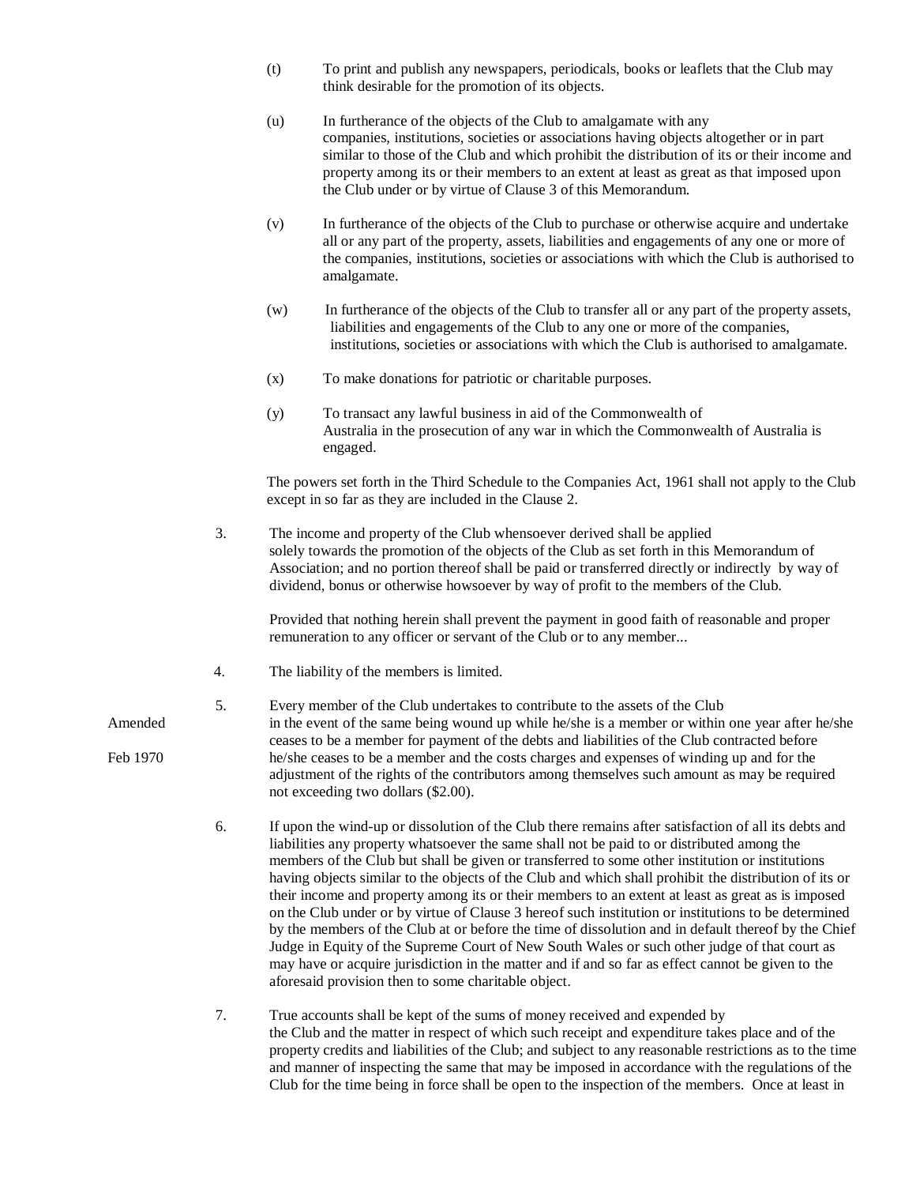(t) To print and publish any newspapers, periodicals, books or leaflets that the Club may think desirable for the promotion of its objects.

(u) In furtherance of the objects of the Club to amalgamate with any companies, institutions, societies or associations having objects altogether or in part similar to those of the Club and which prohibit the distribution of its or their income and property among its or their members to an extent at least as great as that imposed upon the Club under or by virtue of Clause 3 of this Memorandum.

(v) In furtherance of the objects of the Club to purchase or otherwise acquire and undertake all or any part of the property, assets, liabilities and engagements of any one or more of the companies, institutions, societies or associations with which the Club is authorised to amalgamate.

(w) In furtherance of the objects of the Club to transfer all or any part of the property assets, liabilities and engagements of the Club to any one or more of the companies, institutions, societies or associations with which the Club is authorised to amalgamate.

(x) To make donations for patriotic or charitable purposes.

(y) To transact any lawful business in aid of the Commonwealth of Australia in the prosecution of any war in which the Commonwealth of Australia is engaged.

The powers set forth in the Third Schedule to the Companies Act, 1961 shall not apply to the Club except in so far as they are included in the Clause 2.

3. The income and property of the Club whensoever derived shall be applied solely towards the promotion of the objects of the Club as set forth in this Memorandum of Association; and no portion thereof shall be paid or transferred directly or indirectly by way of dividend, bonus or otherwise howsoever by way of profit to the members of the Club.

Provided that nothing herein shall prevent the payment in good faith of reasonable and proper remuneration to any officer or servant of the Club or to any member...

4. The liability of the members is limited.

5. Every member of the Club undertakes to contribute to the assets of the Club in the event of the same being wound up while he/she is a member or within one year after he/she ceases to be a member for payment of the debts and liabilities of the Club contracted before he/she ceases to be a member and the costs charges and expenses of winding up and for the adjustment of the rights of the contributors among themselves such amount as may be required not exceeding two dollars ($2.00).

Amended Feb 1970

6. If upon the wind-up or dissolution of the Club there remains after satisfaction of all its debts and liabilities any property whatsoever the same shall not be paid to or distributed among the members of the Club but shall be given or transferred to some other institution or institutions having objects similar to the objects of the Club and which shall prohibit the distribution of its or their income and property among its or their members to an extent at least as great as is imposed on the Club under or by virtue of Clause 3 hereof such institution or institutions to be determined by the members of the Club at or before the time of dissolution and in default thereof by the Chief Judge in Equity of the Supreme Court of New South Wales or such other judge of that court as may have or acquire jurisdiction in the matter and if and so far as effect cannot be given to the aforesaid provision then to some charitable object.

7. True accounts shall be kept of the sums of money received and expended by the Club and the matter in respect of which such receipt and expenditure takes place and of the property credits and liabilities of the Club; and subject to any reasonable restrictions as to the time and manner of inspecting the same that may be imposed in accordance with the regulations of the Club for the time being in force shall be open to the inspection of the members. Once at least in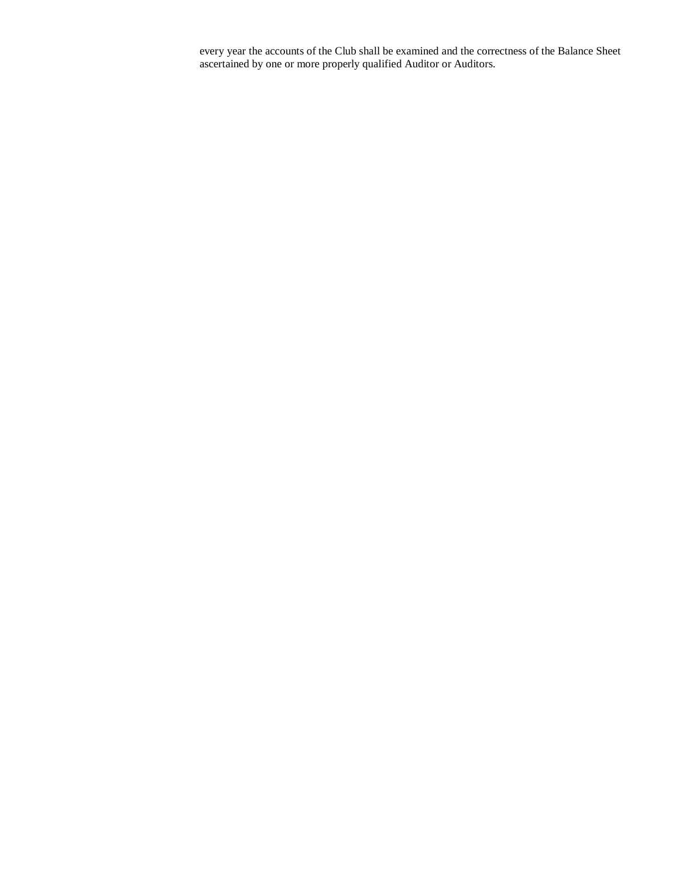every year the accounts of the Club shall be examined and the correctness of the Balance Sheet ascertained by one or more properly qualified Auditor or Auditors.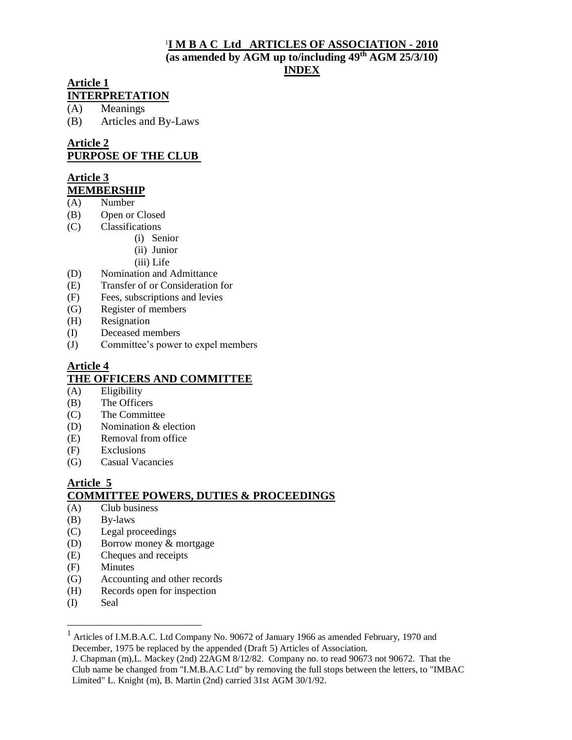# [1]I M B A C Ltd ARTICLES OF ASSOCIATION - 2010
**(as amended by AGM up to/including 49th AGM 25/3/10)**

**INDEX**

## Article 1
## INTERPRETATION

(A) Meanings
(B) Articles and By-Laws

## Article 2
## PURPOSE OF THE CLUB

## Article 3
## MEMBERSHIP

(A) Number
(B) Open or Closed
(C) Classifications
  (i) Senior
  (ii) Junior
  (iii) Life
(D) Nomination and Admittance
(E) Transfer of or Consideration for
(F) Fees, subscriptions and levies
(G) Register of members
(H) Resignation
(I) Deceased members
(J) Committee's power to expel members

## Article 4
## THE OFFICERS AND COMMITTEE

(A) Eligibility
(B) The Officers
(C) The Committee
(D) Nomination & election
(E) Removal from office
(F) Exclusions
(G) Casual Vacancies

## Article 5
## COMMITTEE POWERS, DUTIES & PROCEEDINGS

(A) Club business
(B) By-laws
(C) Legal proceedings
(D) Borrow money & mortgage
(E) Cheques and receipts
(F) Minutes
(G) Accounting and other records
(H) Records open for inspection
(I) Seal

---

[1] Articles of I.M.B.A.C. Ltd Company No. 90672 of January 1966 as amended February, 1970 and December, 1975 be replaced by the appended (Draft 5) Articles of Association.
J. Chapman (m),L. Mackey (2nd) 22AGM 8/12/82. Company no. to read 90673 not 90672. That the Club name be changed from "I.M.B.A.C Ltd" by removing the full stops between the letters, to "IMBAC Limited" L. Knight (m), B. Martin (2nd) carried 31st AGM 30/1/92.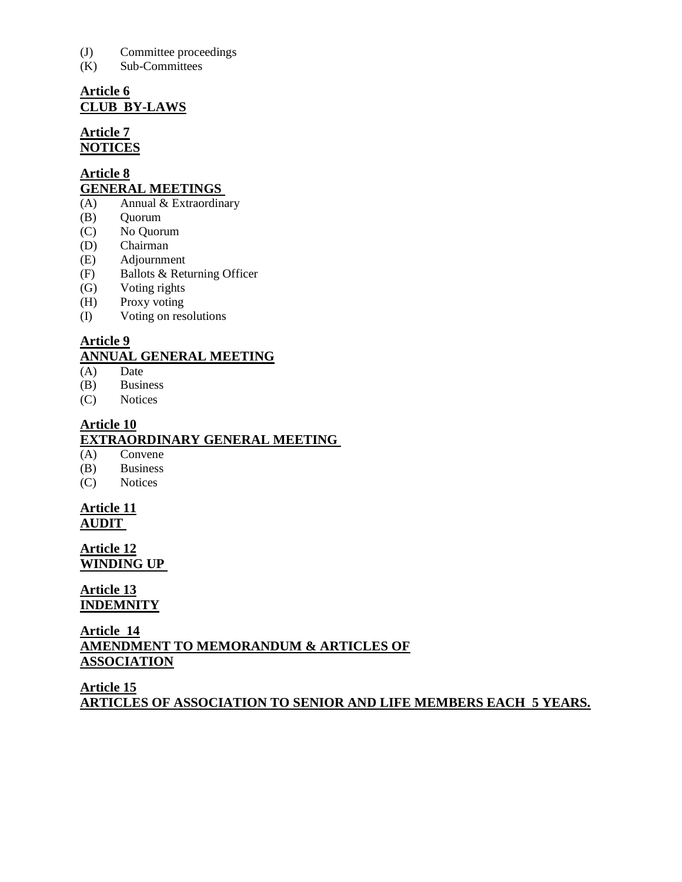(J) Committee proceedings
(K) Sub-Committees

**Article 6**
**CLUB BY-LAWS**

**Article 7**
**NOTICES**

**Article 8**
**GENERAL MEETINGS**
(A) Annual & Extraordinary
(B) Quorum
(C) No Quorum
(D) Chairman
(E) Adjournment
(F) Ballots & Returning Officer
(G) Voting rights
(H) Proxy voting
(I) Voting on resolutions

**Article 9**
**ANNUAL GENERAL MEETING**
(A) Date
(B) Business
(C) Notices

**Article 10**
**EXTRAORDINARY GENERAL MEETING**
(A) Convene
(B) Business
(C) Notices

**Article 11**
**AUDIT**

**Article 12**
**WINDING UP**

**Article 13**
**INDEMNITY**

**Article 14**
**AMENDMENT TO MEMORANDUM & ARTICLES OF ASSOCIATION**

**Article 15**
**ARTICLES OF ASSOCIATION TO SENIOR AND LIFE MEMBERS EACH 5 YEARS.**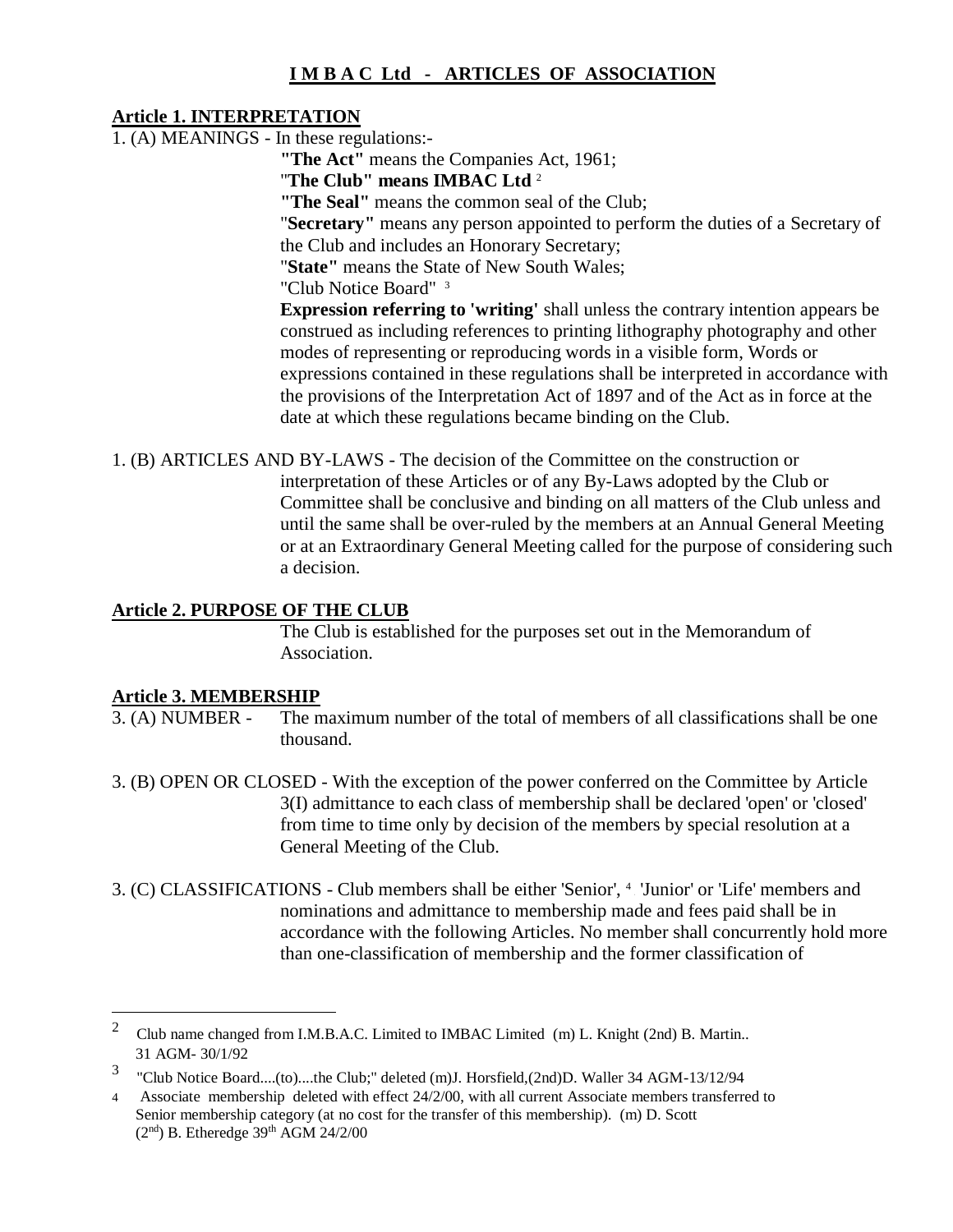# I M B A C Ltd - ARTICLES OF ASSOCIATION

## Article 1. INTERPRETATION

1. (A) MEANINGS - In these regulations:-

**"The Act"** means the Companies Act, 1961;

"**The Club" means IMBAC Ltd** [2]

**"The Seal"** means the common seal of the Club;

"**Secretary"** means any person appointed to perform the duties of a Secretary of the Club and includes an Honorary Secretary;

"**State"** means the State of New South Wales;

"Club Notice Board" [3]

**Expression referring to 'writing'** shall unless the contrary intention appears be construed as including references to printing lithography photography and other modes of representing or reproducing words in a visible form, Words or expressions contained in these regulations shall be interpreted in accordance with the provisions of the Interpretation Act of 1897 and of the Act as in force at the date at which these regulations became binding on the Club.

1. (B) ARTICLES AND BY-LAWS - The decision of the Committee on the construction or interpretation of these Articles or of any By-Laws adopted by the Club or Committee shall be conclusive and binding on all matters of the Club unless and until the same shall be over-ruled by the members at an Annual General Meeting or at an Extraordinary General Meeting called for the purpose of considering such a decision.

## Article 2. PURPOSE OF THE CLUB

The Club is established for the purposes set out in the Memorandum of Association.

## Article 3. MEMBERSHIP

3. (A) NUMBER - The maximum number of the total of members of all classifications shall be one thousand.

3. (B) OPEN OR CLOSED - With the exception of the power conferred on the Committee by Article 3(I) admittance to each class of membership shall be declared 'open' or 'closed' from time to time only by decision of the members by special resolution at a General Meeting of the Club.

3. (C) CLASSIFICATIONS - Club members shall be either 'Senior', [4] 'Junior' or 'Life' members and nominations and admittance to membership made and fees paid shall be in accordance with the following Articles. No member shall concurrently hold more than one-classification of membership and the former classification of

---

[2] Club name changed from I.M.B.A.C. Limited to IMBAC Limited (m) L. Knight (2nd) B. Martin.. 31 AGM- 30/1/92

[3] "Club Notice Board....(to)....the Club;" deleted (m)J. Horsfield,(2nd)D. Waller 34 AGM-13/12/94

[4] Associate membership deleted with effect 24/2/00, with all current Associate members transferred to Senior membership category (at no cost for the transfer of this membership). (m) D. Scott (2nd) B. Etheredge 39th AGM 24/2/00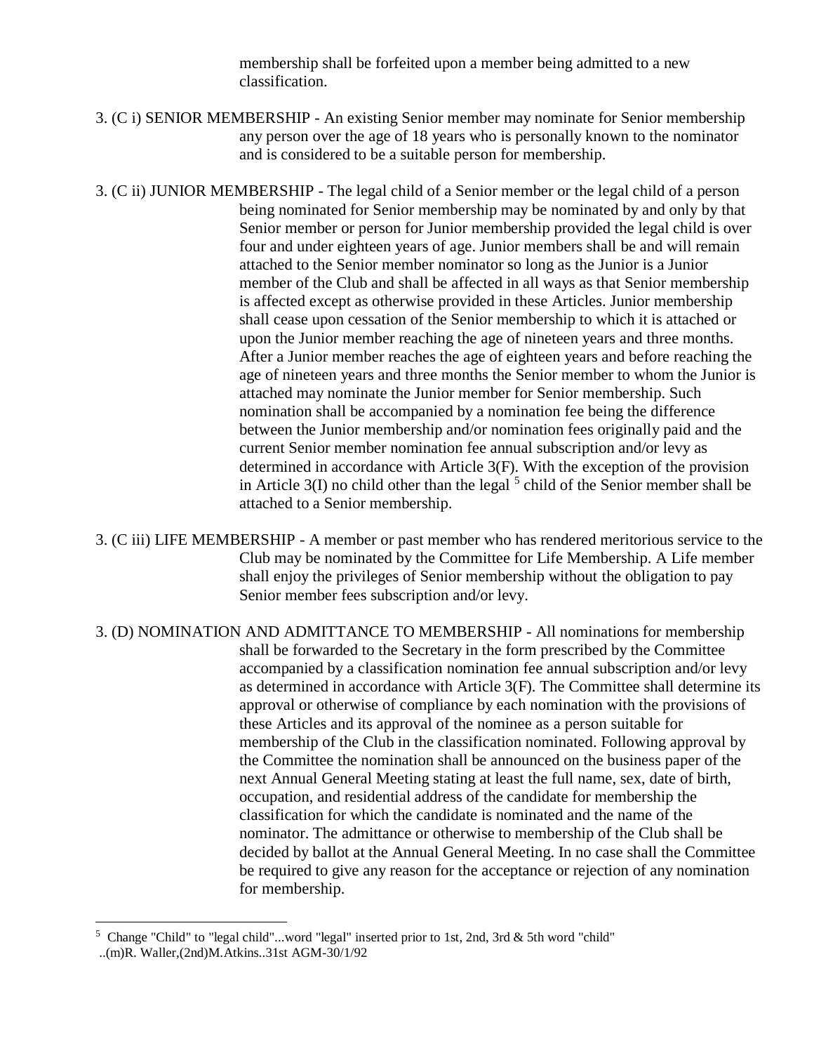membership shall be forfeited upon a member being admitted to a new classification.

3. (C i) SENIOR MEMBERSHIP - An existing Senior member may nominate for Senior membership any person over the age of 18 years who is personally known to the nominator and is considered to be a suitable person for membership.

3. (C ii) JUNIOR MEMBERSHIP - The legal child of a Senior member or the legal child of a person being nominated for Senior membership may be nominated by and only by that Senior member or person for Junior membership provided the legal child is over four and under eighteen years of age. Junior members shall be and will remain attached to the Senior member nominator so long as the Junior is a Junior member of the Club and shall be affected in all ways as that Senior membership is affected except as otherwise provided in these Articles. Junior membership shall cease upon cessation of the Senior membership to which it is attached or upon the Junior member reaching the age of nineteen years and three months. After a Junior member reaches the age of eighteen years and before reaching the age of nineteen years and three months the Senior member to whom the Junior is attached may nominate the Junior member for Senior membership. Such nomination shall be accompanied by a nomination fee being the difference between the Junior membership and/or nomination fees originally paid and the current Senior member nomination fee annual subscription and/or levy as determined in accordance with Article 3(F). With the exception of the provision in Article 3(I) no child other than the legal [5] child of the Senior member shall be attached to a Senior membership.

3. (C iii) LIFE MEMBERSHIP - A member or past member who has rendered meritorious service to the Club may be nominated by the Committee for Life Membership. A Life member shall enjoy the privileges of Senior membership without the obligation to pay Senior member fees subscription and/or levy.

3. (D) NOMINATION AND ADMITTANCE TO MEMBERSHIP - All nominations for membership shall be forwarded to the Secretary in the form prescribed by the Committee accompanied by a classification nomination fee annual subscription and/or levy as determined in accordance with Article 3(F). The Committee shall determine its approval or otherwise of compliance by each nomination with the provisions of these Articles and its approval of the nominee as a person suitable for membership of the Club in the classification nominated. Following approval by the Committee the nomination shall be announced on the business paper of the next Annual General Meeting stating at least the full name, sex, date of birth, occupation, and residential address of the candidate for membership the classification for which the candidate is nominated and the name of the nominator. The admittance or otherwise to membership of the Club shall be decided by ballot at the Annual General Meeting. In no case shall the Committee be required to give any reason for the acceptance or rejection of any nomination for membership.

---

[5] Change "Child" to "legal child"...word "legal" inserted prior to 1st, 2nd, 3rd & 5th word "child" ..(m)R. Waller,(2nd)M.Atkins..31st AGM-30/1/92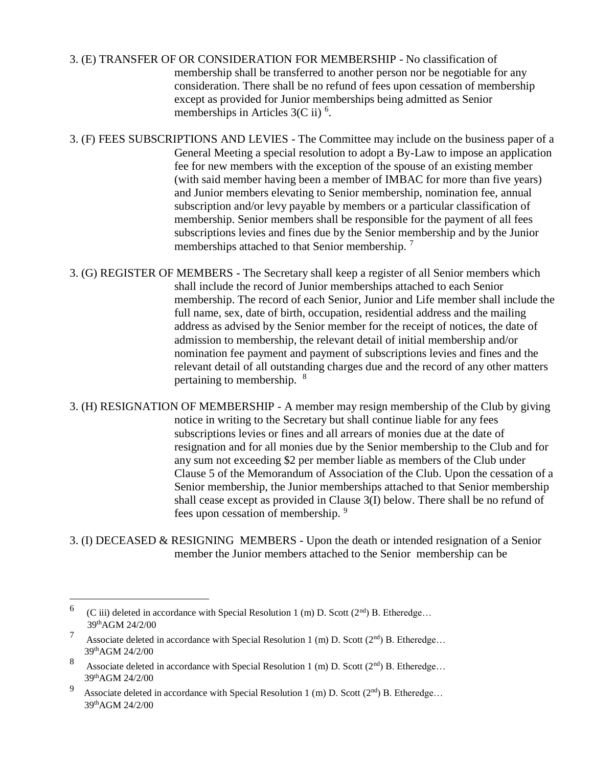3. (E) TRANSFER OF OR CONSIDERATION FOR MEMBERSHIP - No classification of membership shall be transferred to another person nor be negotiable for any consideration. There shall be no refund of fees upon cessation of membership except as provided for Junior memberships being admitted as Senior memberships in Articles 3(C ii) [6].

3. (F) FEES SUBSCRIPTIONS AND LEVIES - The Committee may include on the business paper of a General Meeting a special resolution to adopt a By-Law to impose an application fee for new members with the exception of the spouse of an existing member (with said member having been a member of IMBAC for more than five years) and Junior members elevating to Senior membership, nomination fee, annual subscription and/or levy payable by members or a particular classification of membership. Senior members shall be responsible for the payment of all fees subscriptions levies and fines due by the Senior membership and by the Junior memberships attached to that Senior membership. [7]

3. (G) REGISTER OF MEMBERS - The Secretary shall keep a register of all Senior members which shall include the record of Junior memberships attached to each Senior membership. The record of each Senior, Junior and Life member shall include the full name, sex, date of birth, occupation, residential address and the mailing address as advised by the Senior member for the receipt of notices, the date of admission to membership, the relevant detail of initial membership and/or nomination fee payment and payment of subscriptions levies and fines and the relevant detail of all outstanding charges due and the record of any other matters pertaining to membership. [8]

3. (H) RESIGNATION OF MEMBERSHIP - A member may resign membership of the Club by giving notice in writing to the Secretary but shall continue liable for any fees subscriptions levies or fines and all arrears of monies due at the date of resignation and for all monies due by the Senior membership to the Club and for any sum not exceeding $2 per member liable as members of the Club under Clause 5 of the Memorandum of Association of the Club. Upon the cessation of a Senior membership, the Junior memberships attached to that Senior membership shall cease except as provided in Clause 3(I) below. There shall be no refund of fees upon cessation of membership. [9]

3. (I) DECEASED & RESIGNING MEMBERS - Upon the death or intended resignation of a Senior member the Junior members attached to the Senior membership can be

---

[6] (C iii) deleted in accordance with Special Resolution 1 (m) D. Scott (2nd) B. Etheredge… 39thAGM 24/2/00

[7] Associate deleted in accordance with Special Resolution 1 (m) D. Scott (2nd) B. Etheredge… 39thAGM 24/2/00

[8] Associate deleted in accordance with Special Resolution 1 (m) D. Scott (2nd) B. Etheredge… 39thAGM 24/2/00

[9] Associate deleted in accordance with Special Resolution 1 (m) D. Scott (2nd) B. Etheredge… 39thAGM 24/2/00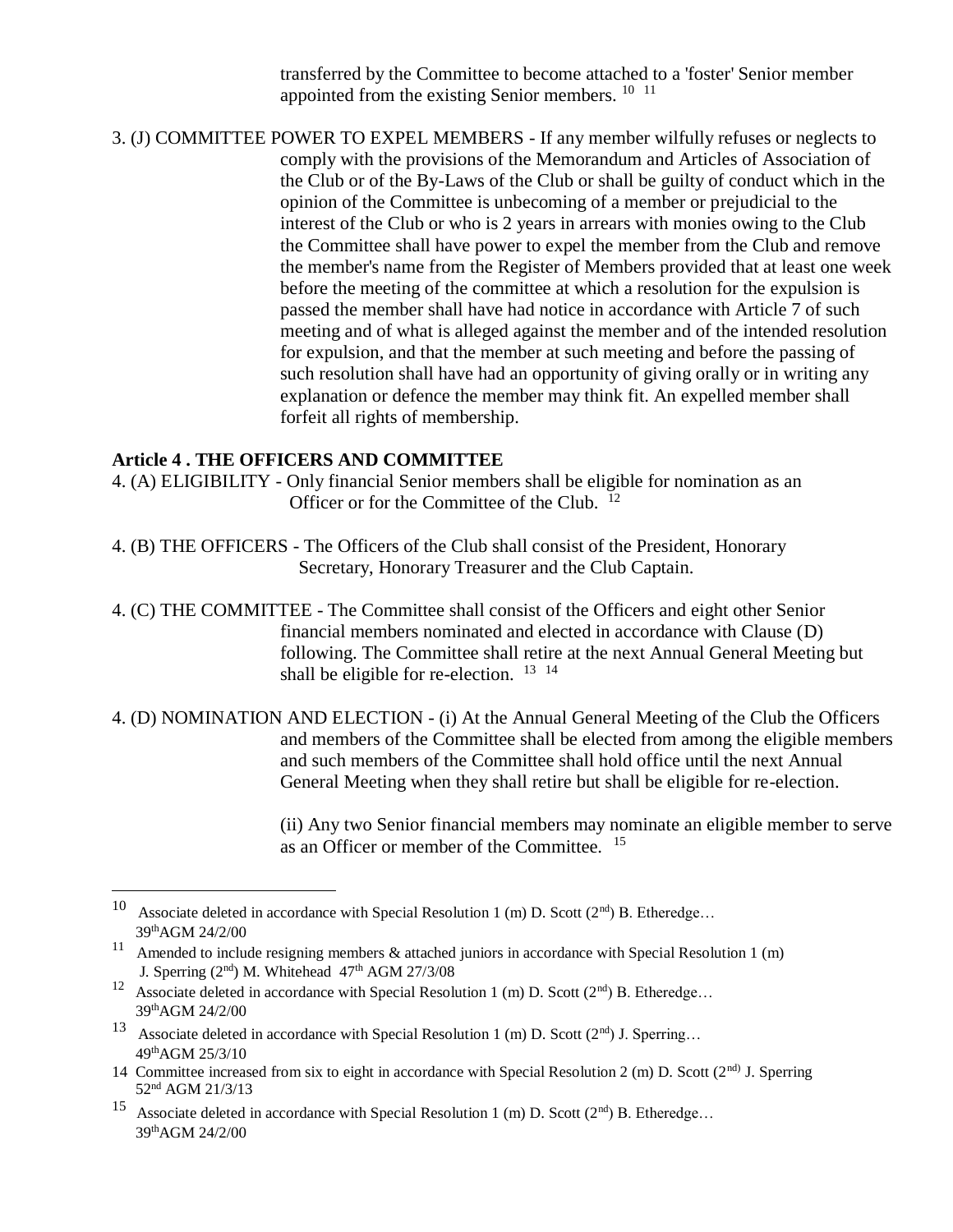transferred by the Committee to become attached to a 'foster' Senior member appointed from the existing Senior members. [10] [11]

3. (J) COMMITTEE POWER TO EXPEL MEMBERS - If any member wilfully refuses or neglects to comply with the provisions of the Memorandum and Articles of Association of the Club or of the By-Laws of the Club or shall be guilty of conduct which in the opinion of the Committee is unbecoming of a member or prejudicial to the interest of the Club or who is 2 years in arrears with monies owing to the Club the Committee shall have power to expel the member from the Club and remove the member's name from the Register of Members provided that at least one week before the meeting of the committee at which a resolution for the expulsion is passed the member shall have had notice in accordance with Article 7 of such meeting and of what is alleged against the member and of the intended resolution for expulsion, and that the member at such meeting and before the passing of such resolution shall have had an opportunity of giving orally or in writing any explanation or defence the member may think fit. An expelled member shall forfeit all rights of membership.

## Article 4 . THE OFFICERS AND COMMITTEE

4. (A) ELIGIBILITY - Only financial Senior members shall be eligible for nomination as an Officer or for the Committee of the Club. [12]

4. (B) THE OFFICERS - The Officers of the Club shall consist of the President, Honorary Secretary, Honorary Treasurer and the Club Captain.

4. (C) THE COMMITTEE - The Committee shall consist of the Officers and eight other Senior financial members nominated and elected in accordance with Clause (D) following. The Committee shall retire at the next Annual General Meeting but shall be eligible for re-election. [13] [14]

4. (D) NOMINATION AND ELECTION - (i) At the Annual General Meeting of the Club the Officers and members of the Committee shall be elected from among the eligible members and such members of the Committee shall hold office until the next Annual General Meeting when they shall retire but shall be eligible for re-election.

(ii) Any two Senior financial members may nominate an eligible member to serve as an Officer or member of the Committee. [15]

---

[10] Associate deleted in accordance with Special Resolution 1 (m) D. Scott (2nd) B. Etheredge… 39thAGM 24/2/00

[11] Amended to include resigning members & attached juniors in accordance with Special Resolution 1 (m) J. Sperring (2nd) M. Whitehead 47th AGM 27/3/08

[12] Associate deleted in accordance with Special Resolution 1 (m) D. Scott (2nd) B. Etheredge… 39thAGM 24/2/00

[13] Associate deleted in accordance with Special Resolution 1 (m) D. Scott (2nd) J. Sperring… 49thAGM 25/3/10

[14] Committee increased from six to eight in accordance with Special Resolution 2 (m) D. Scott (2nd) J. Sperring 52nd AGM 21/3/13

[15] Associate deleted in accordance with Special Resolution 1 (m) D. Scott (2nd) B. Etheredge… 39thAGM 24/2/00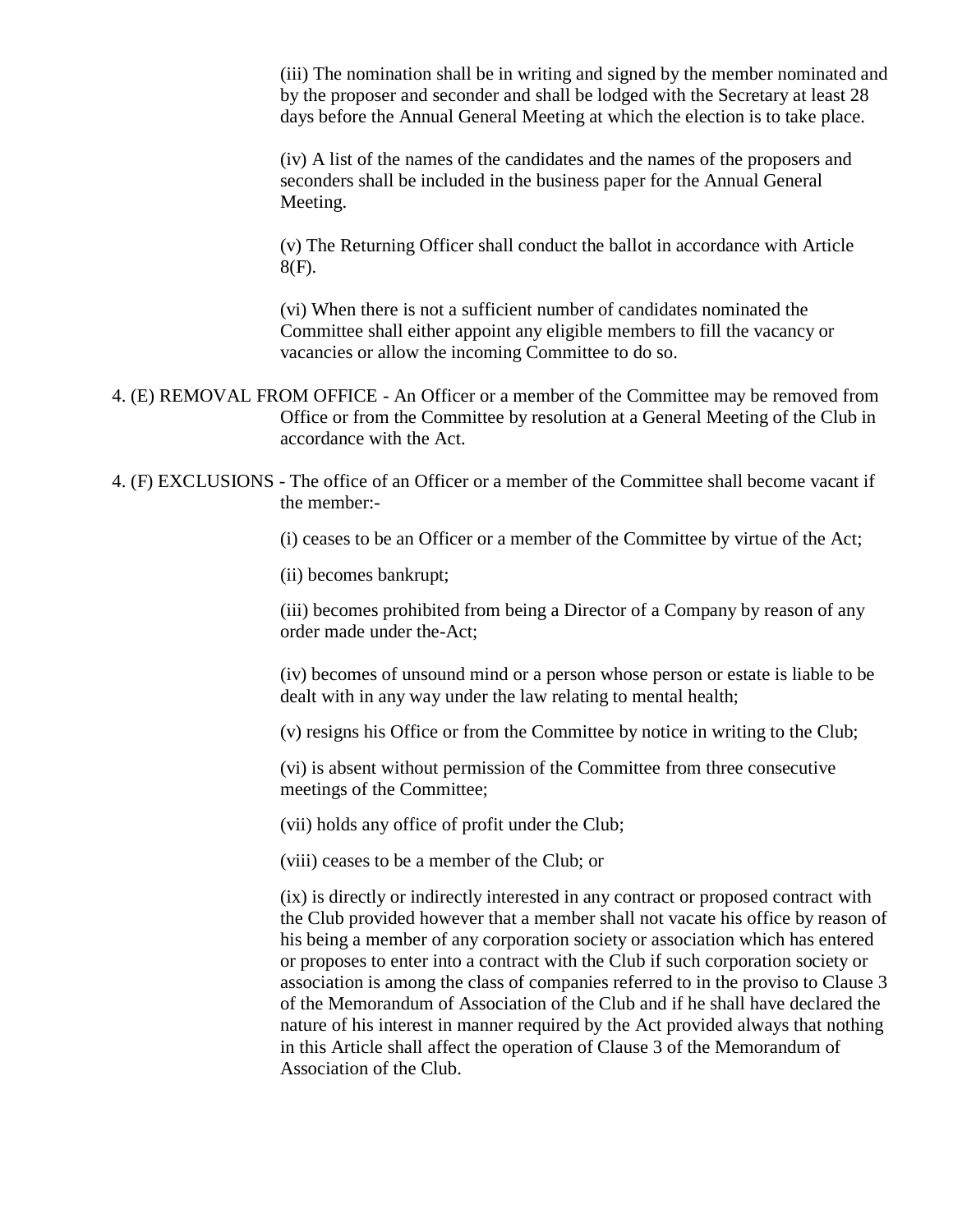(iii) The nomination shall be in writing and signed by the member nominated and by the proposer and seconder and shall be lodged with the Secretary at least 28 days before the Annual General Meeting at which the election is to take place.

(iv) A list of the names of the candidates and the names of the proposers and seconders shall be included in the business paper for the Annual General Meeting.

(v) The Returning Officer shall conduct the ballot in accordance with Article 8(F).

(vi) When there is not a sufficient number of candidates nominated the Committee shall either appoint any eligible members to fill the vacancy or vacancies or allow the incoming Committee to do so.

4. (E) REMOVAL FROM OFFICE - An Officer or a member of the Committee may be removed from Office or from the Committee by resolution at a General Meeting of the Club in accordance with the Act.

4. (F) EXCLUSIONS - The office of an Officer or a member of the Committee shall become vacant if the member:-

(i) ceases to be an Officer or a member of the Committee by virtue of the Act;

(ii) becomes bankrupt;

(iii) becomes prohibited from being a Director of a Company by reason of any order made under the-Act;

(iv) becomes of unsound mind or a person whose person or estate is liable to be dealt with in any way under the law relating to mental health;

(v) resigns his Office or from the Committee by notice in writing to the Club;

(vi) is absent without permission of the Committee from three consecutive meetings of the Committee;

(vii) holds any office of profit under the Club;

(viii) ceases to be a member of the Club; or

(ix) is directly or indirectly interested in any contract or proposed contract with the Club provided however that a member shall not vacate his office by reason of his being a member of any corporation society or association which has entered or proposes to enter into a contract with the Club if such corporation society or association is among the class of companies referred to in the proviso to Clause 3 of the Memorandum of Association of the Club and if he shall have declared the nature of his interest in manner required by the Act provided always that nothing in this Article shall affect the operation of Clause 3 of the Memorandum of Association of the Club.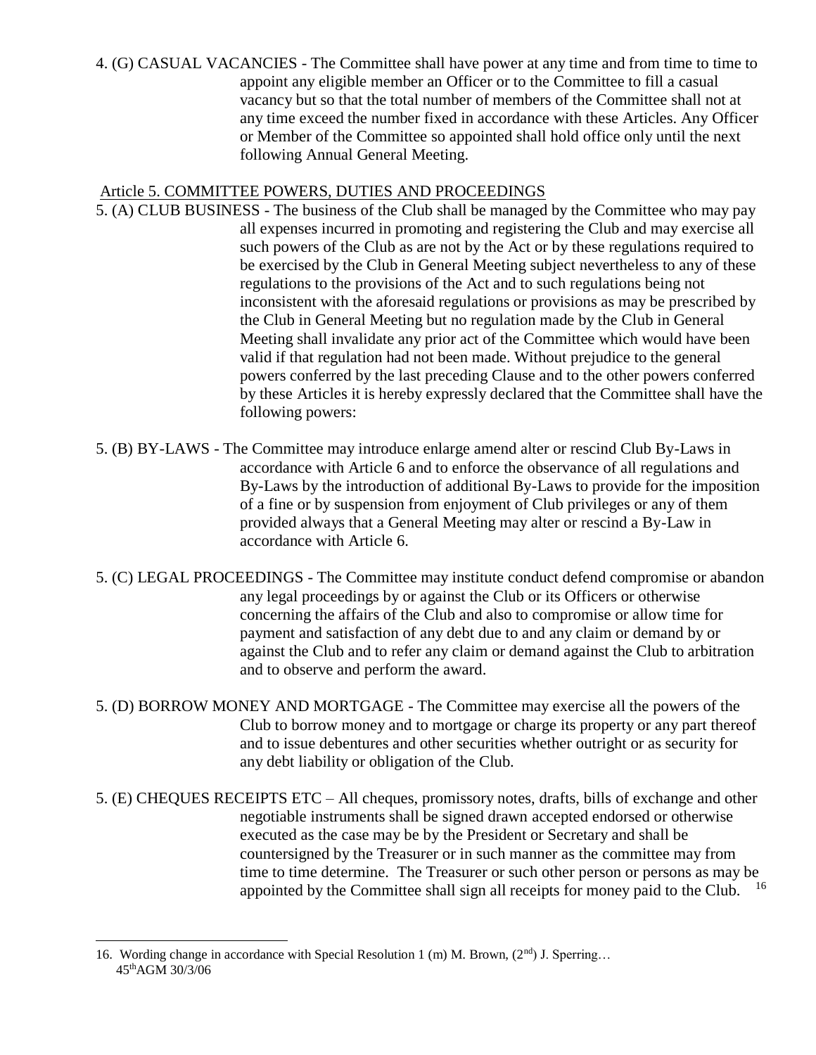4. (G) CASUAL VACANCIES - The Committee shall have power at any time and from time to time to appoint any eligible member an Officer or to the Committee to fill a casual vacancy but so that the total number of members of the Committee shall not at any time exceed the number fixed in accordance with these Articles. Any Officer or Member of the Committee so appointed shall hold office only until the next following Annual General Meeting.

## Article 5. COMMITTEE POWERS, DUTIES AND PROCEEDINGS

5. (A) CLUB BUSINESS - The business of the Club shall be managed by the Committee who may pay all expenses incurred in promoting and registering the Club and may exercise all such powers of the Club as are not by the Act or by these regulations required to be exercised by the Club in General Meeting subject nevertheless to any of these regulations to the provisions of the Act and to such regulations being not inconsistent with the aforesaid regulations or provisions as may be prescribed by the Club in General Meeting but no regulation made by the Club in General Meeting shall invalidate any prior act of the Committee which would have been valid if that regulation had not been made. Without prejudice to the general powers conferred by the last preceding Clause and to the other powers conferred by these Articles it is hereby expressly declared that the Committee shall have the following powers:

5. (B) BY-LAWS - The Committee may introduce enlarge amend alter or rescind Club By-Laws in accordance with Article 6 and to enforce the observance of all regulations and By-Laws by the introduction of additional By-Laws to provide for the imposition of a fine or by suspension from enjoyment of Club privileges or any of them provided always that a General Meeting may alter or rescind a By-Law in accordance with Article 6.

5. (C) LEGAL PROCEEDINGS - The Committee may institute conduct defend compromise or abandon any legal proceedings by or against the Club or its Officers or otherwise concerning the affairs of the Club and also to compromise or allow time for payment and satisfaction of any debt due to and any claim or demand by or against the Club and to refer any claim or demand against the Club to arbitration and to observe and perform the award.

5. (D) BORROW MONEY AND MORTGAGE - The Committee may exercise all the powers of the Club to borrow money and to mortgage or charge its property or any part thereof and to issue debentures and other securities whether outright or as security for any debt liability or obligation of the Club.

5. (E) CHEQUES RECEIPTS ETC – All cheques, promissory notes, drafts, bills of exchange and other negotiable instruments shall be signed drawn accepted endorsed or otherwise executed as the case may be by the President or Secretary and shall be countersigned by the Treasurer or in such manner as the committee may from time to time determine. The Treasurer or such other person or persons as may be appointed by the Committee shall sign all receipts for money paid to the Club. [16]

---

16. Wording change in accordance with Special Resolution 1 (m) M. Brown, (2nd) J. Sperring… 45thAGM 30/3/06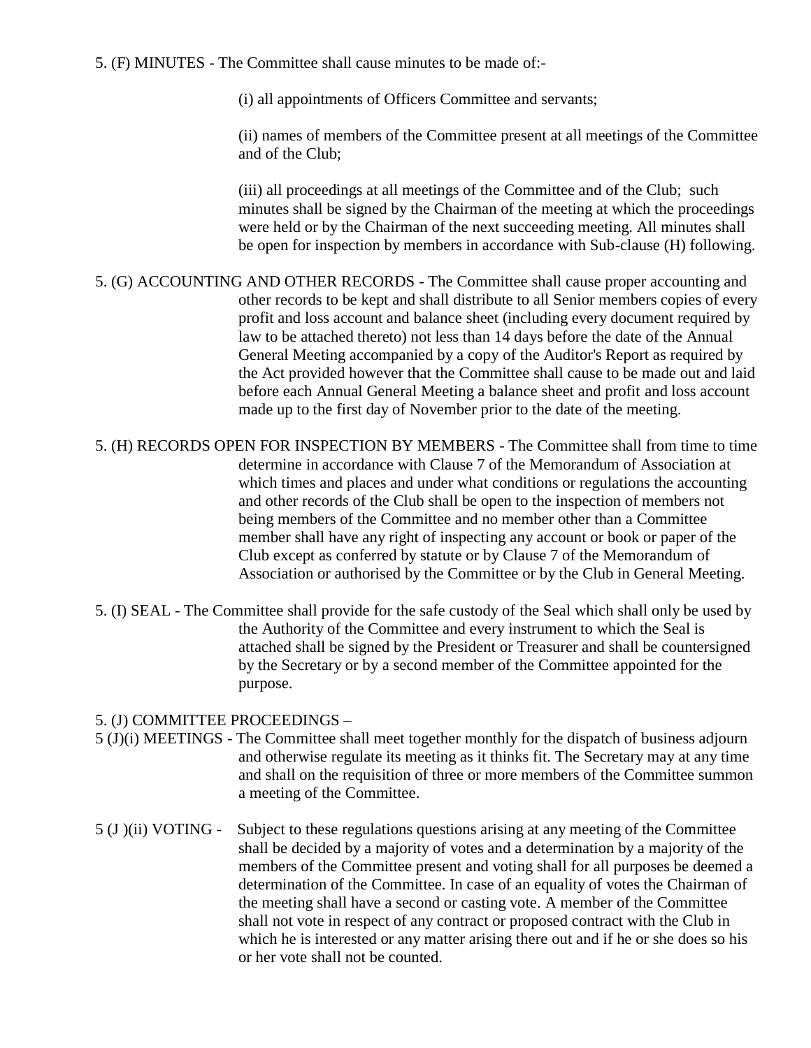5. (F) MINUTES - The Committee shall cause minutes to be made of:-

(i) all appointments of Officers Committee and servants;

(ii) names of members of the Committee present at all meetings of the Committee and of the Club;

(iii) all proceedings at all meetings of the Committee and of the Club; such minutes shall be signed by the Chairman of the meeting at which the proceedings were held or by the Chairman of the next succeeding meeting. All minutes shall be open for inspection by members in accordance with Sub-clause (H) following.

5. (G) ACCOUNTING AND OTHER RECORDS - The Committee shall cause proper accounting and other records to be kept and shall distribute to all Senior members copies of every profit and loss account and balance sheet (including every document required by law to be attached thereto) not less than 14 days before the date of the Annual General Meeting accompanied by a copy of the Auditor's Report as required by the Act provided however that the Committee shall cause to be made out and laid before each Annual General Meeting a balance sheet and profit and loss account made up to the first day of November prior to the date of the meeting.

5. (H) RECORDS OPEN FOR INSPECTION BY MEMBERS - The Committee shall from time to time determine in accordance with Clause 7 of the Memorandum of Association at which times and places and under what conditions or regulations the accounting and other records of the Club shall be open to the inspection of members not being members of the Committee and no member other than a Committee member shall have any right of inspecting any account or book or paper of the Club except as conferred by statute or by Clause 7 of the Memorandum of Association or authorised by the Committee or by the Club in General Meeting.

5. (I) SEAL - The Committee shall provide for the safe custody of the Seal which shall only be used by the Authority of the Committee and every instrument to which the Seal is attached shall be signed by the President or Treasurer and shall be countersigned by the Secretary or by a second member of the Committee appointed for the purpose.

5. (J) COMMITTEE PROCEEDINGS –

5 (J)(i) MEETINGS - The Committee shall meet together monthly for the dispatch of business adjourn and otherwise regulate its meeting as it thinks fit. The Secretary may at any time and shall on the requisition of three or more members of the Committee summon a meeting of the Committee.

5 (J )(ii) VOTING - Subject to these regulations questions arising at any meeting of the Committee shall be decided by a majority of votes and a determination by a majority of the members of the Committee present and voting shall for all purposes be deemed a determination of the Committee. In case of an equality of votes the Chairman of the meeting shall have a second or casting vote. A member of the Committee shall not vote in respect of any contract or proposed contract with the Club in which he is interested or any matter arising there out and if he or she does so his or her vote shall not be counted.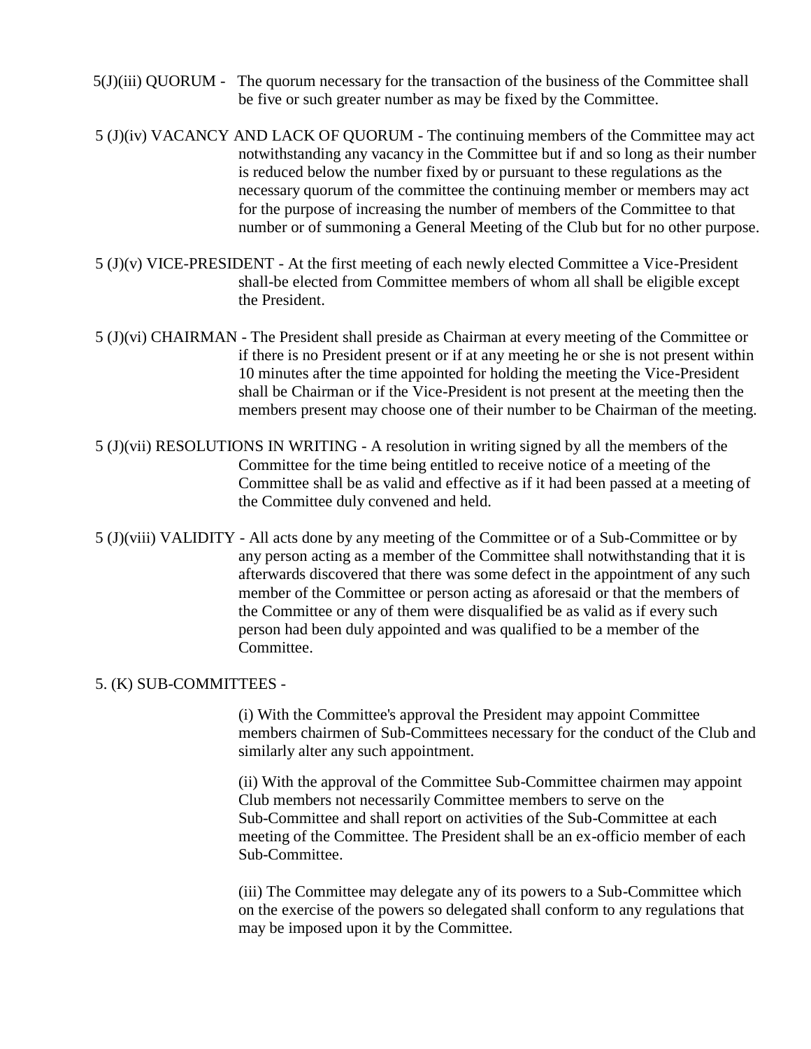5(J)(iii) QUORUM - The quorum necessary for the transaction of the business of the Committee shall be five or such greater number as may be fixed by the Committee.

5 (J)(iv) VACANCY AND LACK OF QUORUM - The continuing members of the Committee may act notwithstanding any vacancy in the Committee but if and so long as their number is reduced below the number fixed by or pursuant to these regulations as the necessary quorum of the committee the continuing member or members may act for the purpose of increasing the number of members of the Committee to that number or of summoning a General Meeting of the Club but for no other purpose.

5 (J)(v) VICE-PRESIDENT - At the first meeting of each newly elected Committee a Vice-President shall-be elected from Committee members of whom all shall be eligible except the President.

5 (J)(vi) CHAIRMAN - The President shall preside as Chairman at every meeting of the Committee or if there is no President present or if at any meeting he or she is not present within 10 minutes after the time appointed for holding the meeting the Vice-President shall be Chairman or if the Vice-President is not present at the meeting then the members present may choose one of their number to be Chairman of the meeting.

5 (J)(vii) RESOLUTIONS IN WRITING - A resolution in writing signed by all the members of the Committee for the time being entitled to receive notice of a meeting of the Committee shall be as valid and effective as if it had been passed at a meeting of the Committee duly convened and held.

5 (J)(viii) VALIDITY - All acts done by any meeting of the Committee or of a Sub-Committee or by any person acting as a member of the Committee shall notwithstanding that it is afterwards discovered that there was some defect in the appointment of any such member of the Committee or person acting as aforesaid or that the members of the Committee or any of them were disqualified be as valid as if every such person had been duly appointed and was qualified to be a member of the Committee.

5. (K) SUB-COMMITTEES -

(i) With the Committee's approval the President may appoint Committee members chairmen of Sub-Committees necessary for the conduct of the Club and similarly alter any such appointment.

(ii) With the approval of the Committee Sub-Committee chairmen may appoint Club members not necessarily Committee members to serve on the Sub-Committee and shall report on activities of the Sub-Committee at each meeting of the Committee. The President shall be an ex-officio member of each Sub-Committee.

(iii) The Committee may delegate any of its powers to a Sub-Committee which on the exercise of the powers so delegated shall conform to any regulations that may be imposed upon it by the Committee.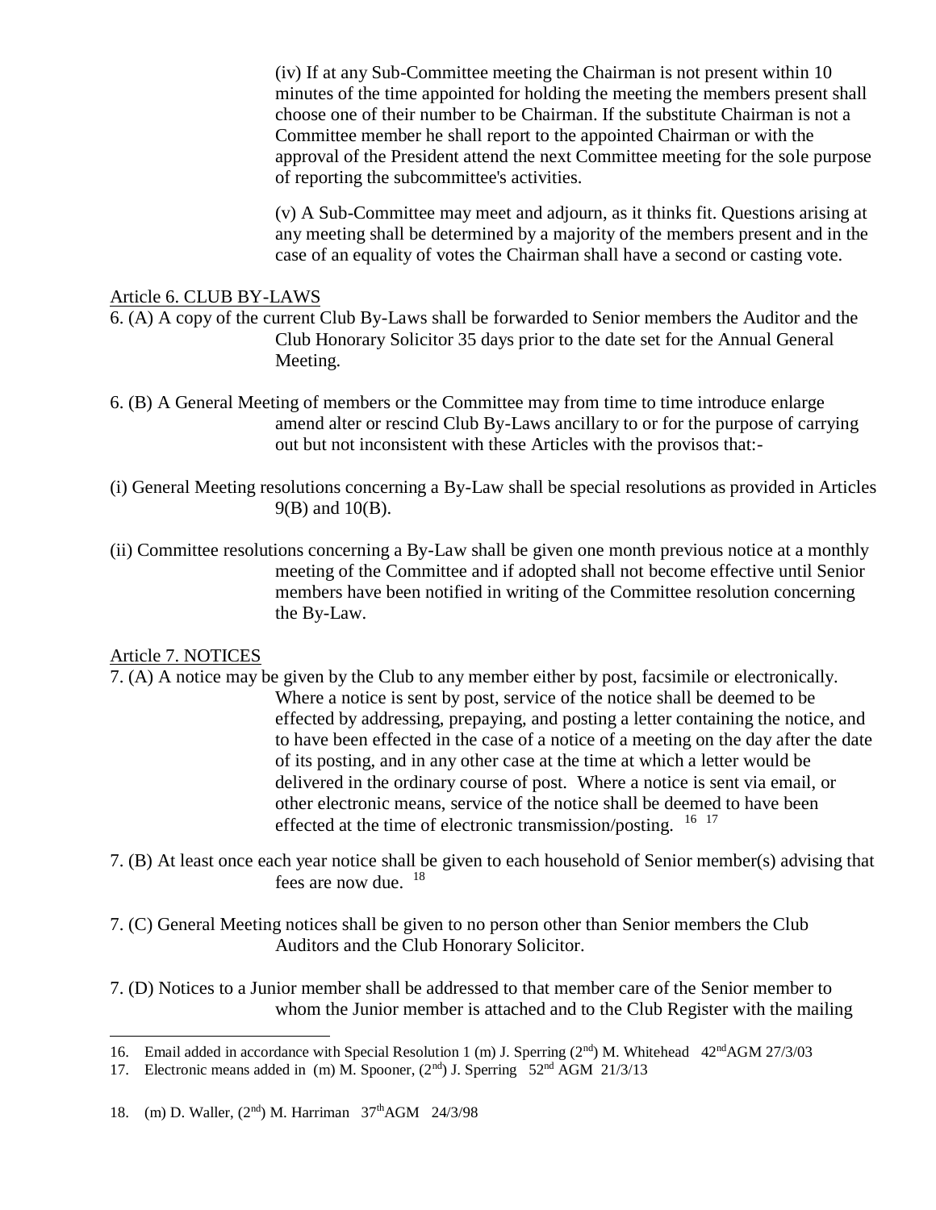(iv) If at any Sub-Committee meeting the Chairman is not present within 10 minutes of the time appointed for holding the meeting the members present shall choose one of their number to be Chairman. If the substitute Chairman is not a Committee member he shall report to the appointed Chairman or with the approval of the President attend the next Committee meeting for the sole purpose of reporting the subcommittee's activities.

(v) A Sub-Committee may meet and adjourn, as it thinks fit. Questions arising at any meeting shall be determined by a majority of the members present and in the case of an equality of votes the Chairman shall have a second or casting vote.

Article 6. CLUB BY-LAWS

6. (A) A copy of the current Club By-Laws shall be forwarded to Senior members the Auditor and the Club Honorary Solicitor 35 days prior to the date set for the Annual General Meeting.

6. (B) A General Meeting of members or the Committee may from time to time introduce enlarge amend alter or rescind Club By-Laws ancillary to or for the purpose of carrying out but not inconsistent with these Articles with the provisos that:-

(i) General Meeting resolutions concerning a By-Law shall be special resolutions as provided in Articles 9(B) and 10(B).

(ii) Committee resolutions concerning a By-Law shall be given one month previous notice at a monthly meeting of the Committee and if adopted shall not become effective until Senior members have been notified in writing of the Committee resolution concerning the By-Law.

Article 7. NOTICES

7. (A) A notice may be given by the Club to any member either by post, facsimile or electronically. Where a notice is sent by post, service of the notice shall be deemed to be effected by addressing, prepaying, and posting a letter containing the notice, and to have been effected in the case of a notice of a meeting on the day after the date of its posting, and in any other case at the time at which a letter would be delivered in the ordinary course of post. Where a notice is sent via email, or other electronic means, service of the notice shall be deemed to have been effected at the time of electronic transmission/posting. [16] [17]

7. (B) At least once each year notice shall be given to each household of Senior member(s) advising that fees are now due. [18]

7. (C) General Meeting notices shall be given to no person other than Senior members the Club Auditors and the Club Honorary Solicitor.

7. (D) Notices to a Junior member shall be addressed to that member care of the Senior member to whom the Junior member is attached and to the Club Register with the mailing

---

16. Email added in accordance with Special Resolution 1 (m) J. Sperring (2nd) M. Whitehead 42nd AGM 27/3/03
17. Electronic means added in (m) M. Spooner, (2nd) J. Sperring 52nd AGM 21/3/13
18. (m) D. Waller, (2nd) M. Harriman 37th AGM 24/3/98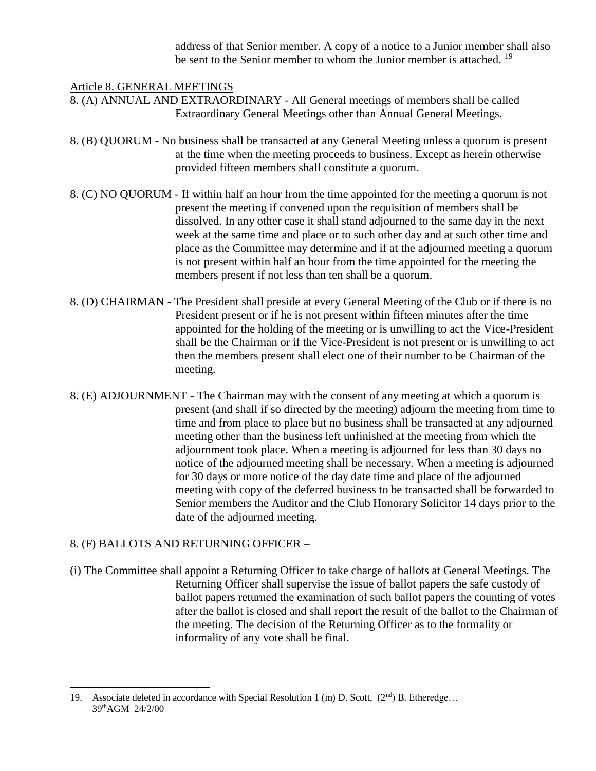address of that Senior member. A copy of a notice to a Junior member shall also be sent to the Senior member to whom the Junior member is attached. [19]

## Article 8. GENERAL MEETINGS

8. (A) ANNUAL AND EXTRAORDINARY - All General meetings of members shall be called Extraordinary General Meetings other than Annual General Meetings.

8. (B) QUORUM - No business shall be transacted at any General Meeting unless a quorum is present at the time when the meeting proceeds to business. Except as herein otherwise provided fifteen members shall constitute a quorum.

8. (C) NO QUORUM - If within half an hour from the time appointed for the meeting a quorum is not present the meeting if convened upon the requisition of members shall be dissolved. In any other case it shall stand adjourned to the same day in the next week at the same time and place or to such other day and at such other time and place as the Committee may determine and if at the adjourned meeting a quorum is not present within half an hour from the time appointed for the meeting the members present if not less than ten shall be a quorum.

8. (D) CHAIRMAN - The President shall preside at every General Meeting of the Club or if there is no President present or if he is not present within fifteen minutes after the time appointed for the holding of the meeting or is unwilling to act the Vice-President shall be the Chairman or if the Vice-President is not present or is unwilling to act then the members present shall elect one of their number to be Chairman of the meeting.

8. (E) ADJOURNMENT - The Chairman may with the consent of any meeting at which a quorum is present (and shall if so directed by the meeting) adjourn the meeting from time to time and from place to place but no business shall be transacted at any adjourned meeting other than the business left unfinished at the meeting from which the adjournment took place. When a meeting is adjourned for less than 30 days no notice of the adjourned meeting shall be necessary. When a meeting is adjourned for 30 days or more notice of the day date time and place of the adjourned meeting with copy of the deferred business to be transacted shall be forwarded to Senior members the Auditor and the Club Honorary Solicitor 14 days prior to the date of the adjourned meeting.

8. (F) BALLOTS AND RETURNING OFFICER –

(i) The Committee shall appoint a Returning Officer to take charge of ballots at General Meetings. The Returning Officer shall supervise the issue of ballot papers the safe custody of ballot papers returned the examination of such ballot papers the counting of votes after the ballot is closed and shall report the result of the ballot to the Chairman of the meeting. The decision of the Returning Officer as to the formality or informality of any vote shall be final.

---

19. Associate deleted in accordance with Special Resolution 1 (m) D. Scott, (2nd) B. Etheredge… 39th AGM 24/2/00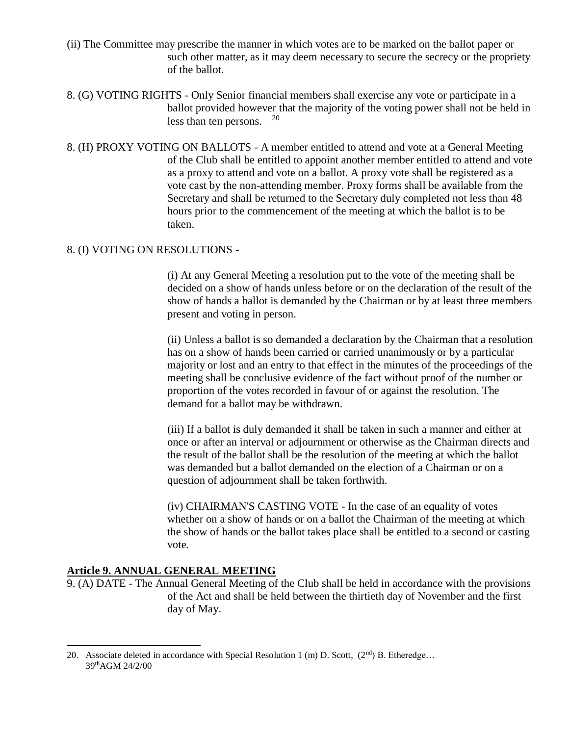(ii) The Committee may prescribe the manner in which votes are to be marked on the ballot paper or such other matter, as it may deem necessary to secure the secrecy or the propriety of the ballot.

8. (G) VOTING RIGHTS - Only Senior financial members shall exercise any vote or participate in a ballot provided however that the majority of the voting power shall not be held in less than ten persons. [20]

8. (H) PROXY VOTING ON BALLOTS - A member entitled to attend and vote at a General Meeting of the Club shall be entitled to appoint another member entitled to attend and vote as a proxy to attend and vote on a ballot. A proxy vote shall be registered as a vote cast by the non-attending member. Proxy forms shall be available from the Secretary and shall be returned to the Secretary duly completed not less than 48 hours prior to the commencement of the meeting at which the ballot is to be taken.

8. (I) VOTING ON RESOLUTIONS -

(i) At any General Meeting a resolution put to the vote of the meeting shall be decided on a show of hands unless before or on the declaration of the result of the show of hands a ballot is demanded by the Chairman or by at least three members present and voting in person.

(ii) Unless a ballot is so demanded a declaration by the Chairman that a resolution has on a show of hands been carried or carried unanimously or by a particular majority or lost and an entry to that effect in the minutes of the proceedings of the meeting shall be conclusive evidence of the fact without proof of the number or proportion of the votes recorded in favour of or against the resolution. The demand for a ballot may be withdrawn.

(iii) If a ballot is duly demanded it shall be taken in such a manner and either at once or after an interval or adjournment or otherwise as the Chairman directs and the result of the ballot shall be the resolution of the meeting at which the ballot was demanded but a ballot demanded on the election of a Chairman or on a question of adjournment shall be taken forthwith.

(iv) CHAIRMAN'S CASTING VOTE - In the case of an equality of votes whether on a show of hands or on a ballot the Chairman of the meeting at which the show of hands or the ballot takes place shall be entitled to a second or casting vote.

## Article 9. ANNUAL GENERAL MEETING

9. (A) DATE - The Annual General Meeting of the Club shall be held in accordance with the provisions of the Act and shall be held between the thirtieth day of November and the first day of May.

---

20. Associate deleted in accordance with Special Resolution 1 (m) D. Scott, (2nd) B. Etheredge… 39th AGM 24/2/00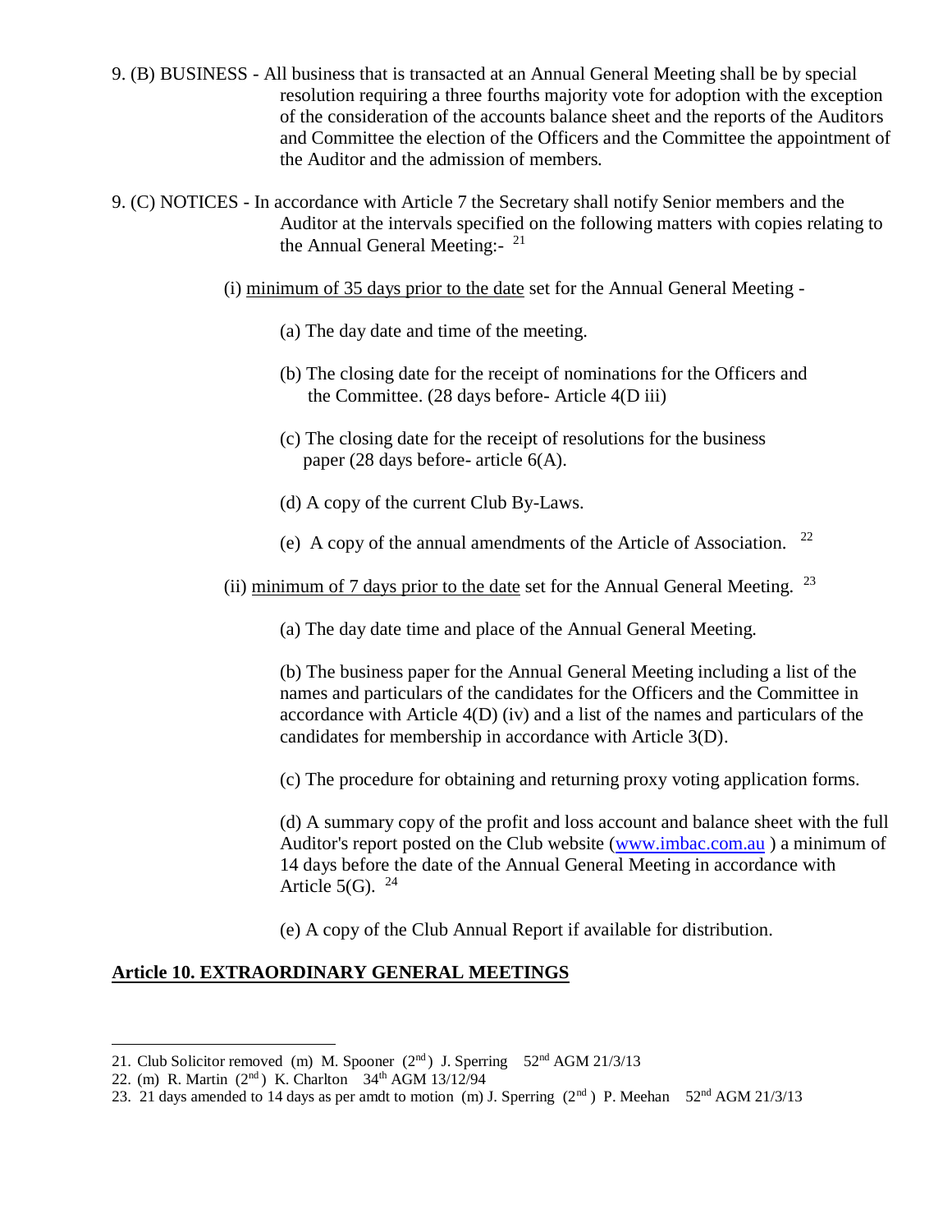9. (B) BUSINESS - All business that is transacted at an Annual General Meeting shall be by special resolution requiring a three fourths majority vote for adoption with the exception of the consideration of the accounts balance sheet and the reports of the Auditors and Committee the election of the Officers and the Committee the appointment of the Auditor and the admission of members.

9. (C) NOTICES - In accordance with Article 7 the Secretary shall notify Senior members and the Auditor at the intervals specified on the following matters with copies relating to the Annual General Meeting:- [21]

(i) <u>minimum of 35 days prior to the date</u> set for the Annual General Meeting -

(a) The day date and time of the meeting.

(b) The closing date for the receipt of nominations for the Officers and the Committee. (28 days before- Article 4(D iii)

(c) The closing date for the receipt of resolutions for the business paper (28 days before- article 6(A).

(d) A copy of the current Club By-Laws.

(e) A copy of the annual amendments of the Article of Association. [22]

(ii) <u>minimum of 7 days prior to the date</u> set for the Annual General Meeting. [23]

(a) The day date time and place of the Annual General Meeting.

(b) The business paper for the Annual General Meeting including a list of the names and particulars of the candidates for the Officers and the Committee in accordance with Article 4(D) (iv) and a list of the names and particulars of the candidates for membership in accordance with Article 3(D).

(c) The procedure for obtaining and returning proxy voting application forms.

(d) A summary copy of the profit and loss account and balance sheet with the full Auditor's report posted on the Club website ([www.imbac.com.au](http://www.imbac.com.au) ) a minimum of 14 days before the date of the Annual General Meeting in accordance with Article 5(G). [24]

(e) A copy of the Club Annual Report if available for distribution.

## <u>Article 10. EXTRAORDINARY GENERAL MEETINGS</u>

---

21. Club Solicitor removed (m) M. Spooner (2nd) J. Sperring 52nd AGM 21/3/13
22. (m) R. Martin (2nd) K. Charlton 34th AGM 13/12/94
23. 21 days amended to 14 days as per amdt to motion (m) J. Sperring (2nd) P. Meehan 52nd AGM 21/3/13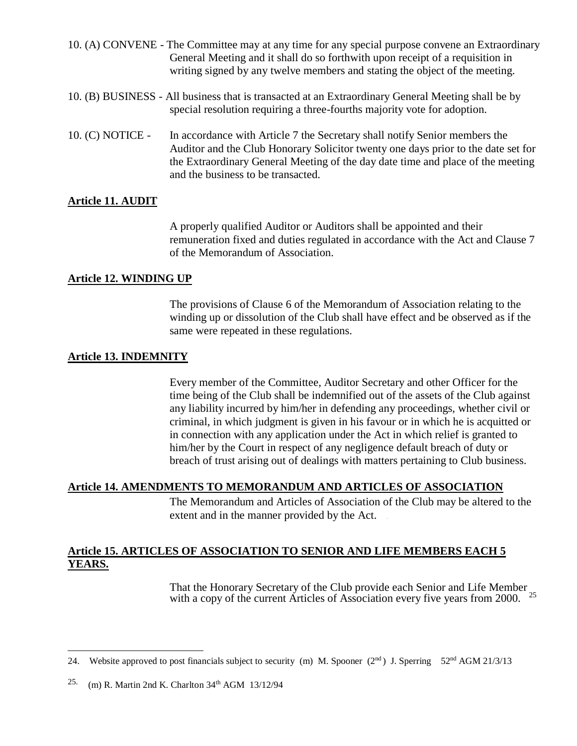10. (A) CONVENE - The Committee may at any time for any special purpose convene an Extraordinary General Meeting and it shall do so forthwith upon receipt of a requisition in writing signed by any twelve members and stating the object of the meeting.

10. (B) BUSINESS - All business that is transacted at an Extraordinary General Meeting shall be by special resolution requiring a three-fourths majority vote for adoption.

10. (C) NOTICE - In accordance with Article 7 the Secretary shall notify Senior members the Auditor and the Club Honorary Solicitor twenty one days prior to the date set for the Extraordinary General Meeting of the day date time and place of the meeting and the business to be transacted.

**Article 11. AUDIT**

A properly qualified Auditor or Auditors shall be appointed and their remuneration fixed and duties regulated in accordance with the Act and Clause 7 of the Memorandum of Association.

**Article 12. WINDING UP**

The provisions of Clause 6 of the Memorandum of Association relating to the winding up or dissolution of the Club shall have effect and be observed as if the same were repeated in these regulations.

**Article 13. INDEMNITY**

Every member of the Committee, Auditor Secretary and other Officer for the time being of the Club shall be indemnified out of the assets of the Club against any liability incurred by him/her in defending any proceedings, whether civil or criminal, in which judgment is given in his favour or in which he is acquitted or in connection with any application under the Act in which relief is granted to him/her by the Court in respect of any negligence default breach of duty or breach of trust arising out of dealings with matters pertaining to Club business.

**Article 14. AMENDMENTS TO MEMORANDUM AND ARTICLES OF ASSOCIATION**

The Memorandum and Articles of Association of the Club may be altered to the extent and in the manner provided by the Act.

**Article 15. ARTICLES OF ASSOCIATION TO SENIOR AND LIFE MEMBERS EACH 5 YEARS.**

That the Honorary Secretary of the Club provide each Senior and Life Member with a copy of the current Articles of Association every five years from 2000. [25]

---

24. Website approved to post financials subject to security (m) M. Spooner (2nd) J. Sperring 52nd AGM 21/3/13

25. (m) R. Martin 2nd K. Charlton 34th AGM 13/12/94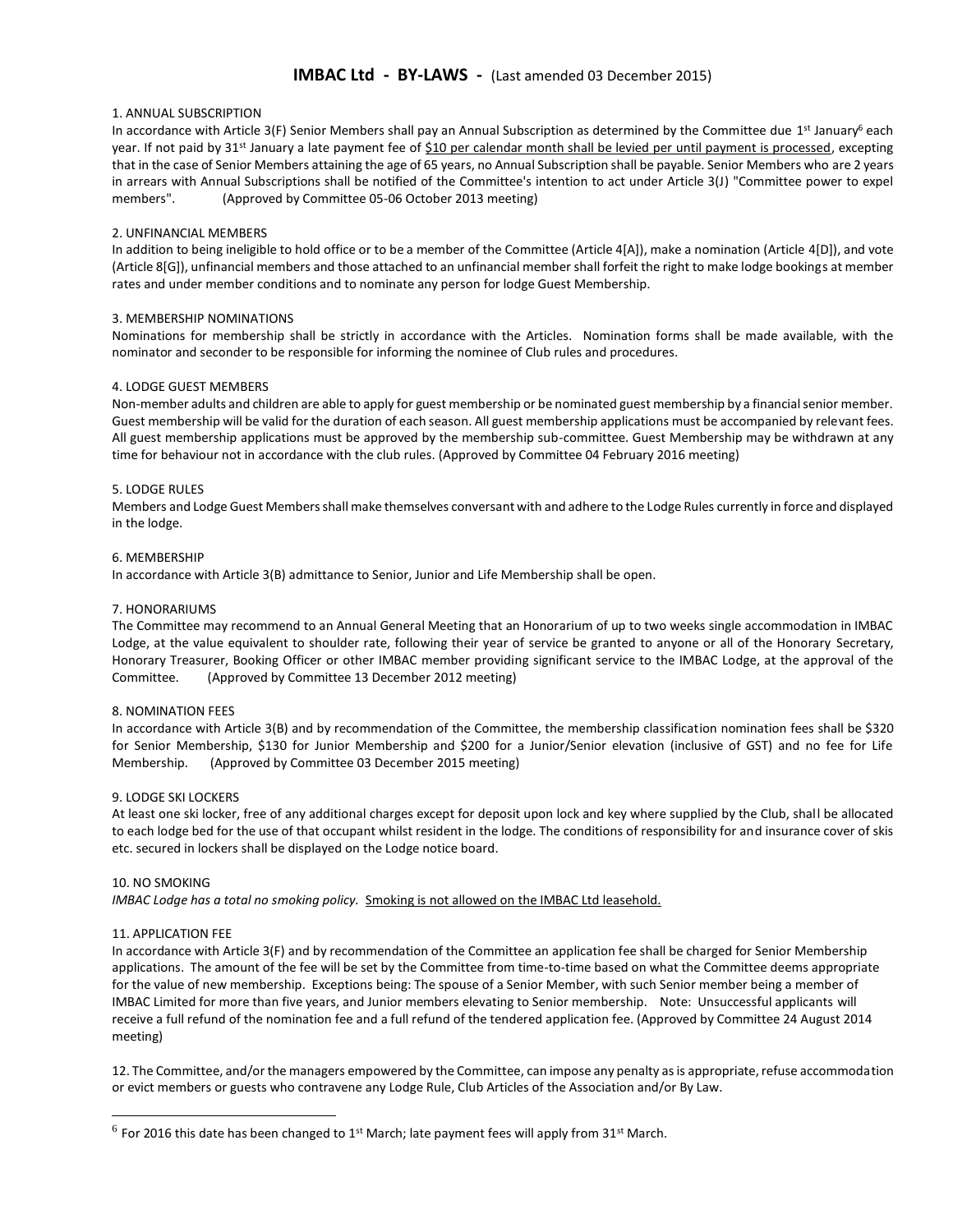# IMBAC Ltd - BY-LAWS - (Last amended 03 December 2015)

1. ANNUAL SUBSCRIPTION

In accordance with Article 3(F) Senior Members shall pay an Annual Subscription as determined by the Committee due 1st January[6] each year. If not paid by 31st January a late payment fee of <u>$10 per calendar month shall be levied per until payment is processed</u>, excepting that in the case of Senior Members attaining the age of 65 years, no Annual Subscription shall be payable. Senior Members who are 2 years in arrears with Annual Subscriptions shall be notified of the Committee's intention to act under Article 3(J) "Committee power to expel members". (Approved by Committee 05-06 October 2013 meeting)

2. UNFINANCIAL MEMBERS

In addition to being ineligible to hold office or to be a member of the Committee (Article 4[A]), make a nomination (Article 4[D]), and vote (Article 8[G]), unfinancial members and those attached to an unfinancial member shall forfeit the right to make lodge bookings at member rates and under member conditions and to nominate any person for lodge Guest Membership.

3. MEMBERSHIP NOMINATIONS

Nominations for membership shall be strictly in accordance with the Articles. Nomination forms shall be made available, with the nominator and seconder to be responsible for informing the nominee of Club rules and procedures.

4. LODGE GUEST MEMBERS

Non-member adults and children are able to apply for guest membership or be nominated guest membership by a financial senior member. Guest membership will be valid for the duration of each season. All guest membership applications must be accompanied by relevant fees. All guest membership applications must be approved by the membership sub-committee. Guest Membership may be withdrawn at any time for behaviour not in accordance with the club rules. (Approved by Committee 04 February 2016 meeting)

5. LODGE RULES

Members and Lodge Guest Members shall make themselves conversant with and adhere to the Lodge Rules currently in force and displayed in the lodge.

6. MEMBERSHIP

In accordance with Article 3(B) admittance to Senior, Junior and Life Membership shall be open.

7. HONORARIUMS

The Committee may recommend to an Annual General Meeting that an Honorarium of up to two weeks single accommodation in IMBAC Lodge, at the value equivalent to shoulder rate, following their year of service be granted to anyone or all of the Honorary Secretary, Honorary Treasurer, Booking Officer or other IMBAC member providing significant service to the IMBAC Lodge, at the approval of the Committee. (Approved by Committee 13 December 2012 meeting)

8. NOMINATION FEES

In accordance with Article 3(B) and by recommendation of the Committee, the membership classification nomination fees shall be $320 for Senior Membership, $130 for Junior Membership and $200 for a Junior/Senior elevation (inclusive of GST) and no fee for Life Membership. (Approved by Committee 03 December 2015 meeting)

9. LODGE SKI LOCKERS

At least one ski locker, free of any additional charges except for deposit upon lock and key where supplied by the Club, shall be allocated to each lodge bed for the use of that occupant whilst resident in the lodge. The conditions of responsibility for and insurance cover of skis etc. secured in lockers shall be displayed on the Lodge notice board.

10. NO SMOKING

*IMBAC Lodge has a total no smoking policy.* <u>Smoking is not allowed on the IMBAC Ltd leasehold.</u>

11. APPLICATION FEE

In accordance with Article 3(F) and by recommendation of the Committee an application fee shall be charged for Senior Membership applications. The amount of the fee will be set by the Committee from time-to-time based on what the Committee deems appropriate for the value of new membership. Exceptions being: The spouse of a Senior Member, with such Senior member being a member of IMBAC Limited for more than five years, and Junior members elevating to Senior membership. Note: Unsuccessful applicants will receive a full refund of the nomination fee and a full refund of the tendered application fee. (Approved by Committee 24 August 2014 meeting)

12. The Committee, and/or the managers empowered by the Committee, can impose any penalty as is appropriate, refuse accommodation or evict members or guests who contravene any Lodge Rule, Club Articles of the Association and/or By Law.

---

[6] For 2016 this date has been changed to 1st March; late payment fees will apply from 31st March.